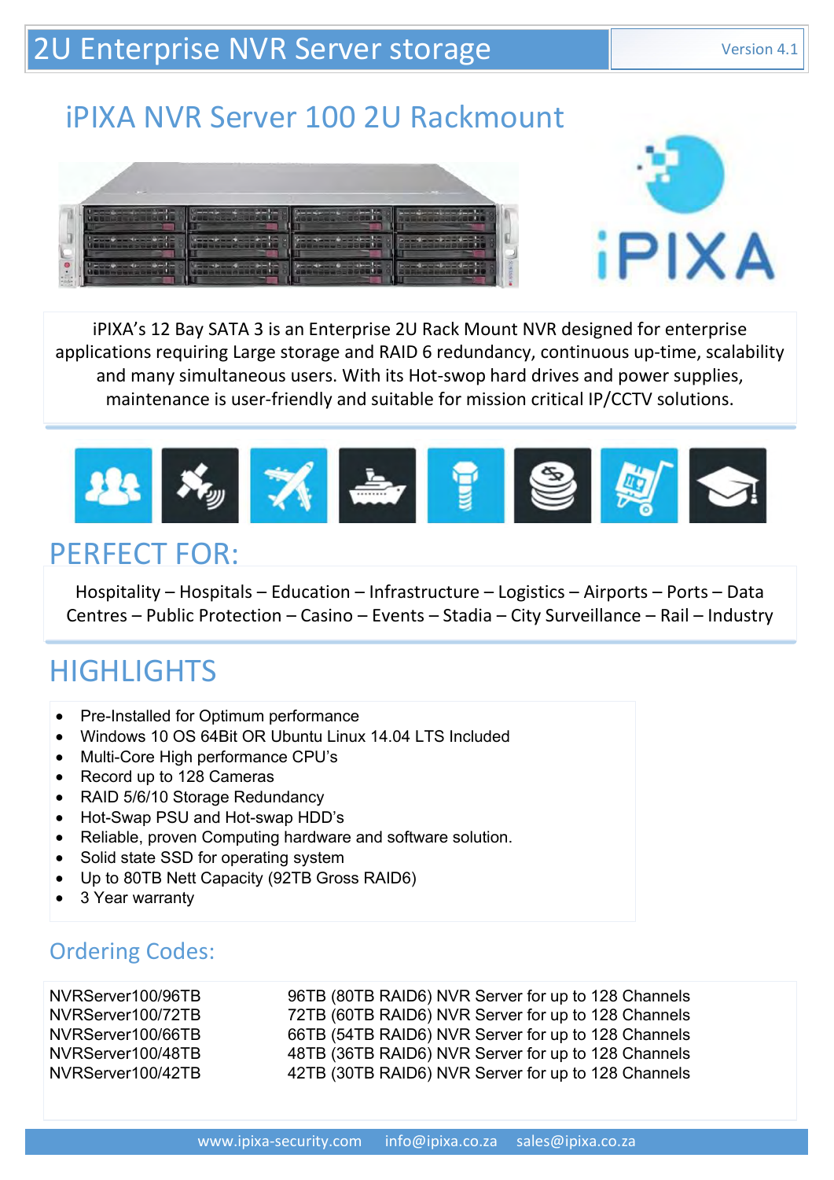# 2U Enterprise NVR Server storage

Version 4.1

## iPIXA NVR Server 100 2U Rackmount

iPIXA

iPIXA's 12 Bay SATA 3 is an Enterprise 2U Rack Mount NVR designed for enterprise applications requiring Large storage and RAID 6 redundancy, continuous up-time, scalability and many simultaneous users. With its Hot-swop hard drives and power supplies, maintenance is user-friendly and suitable for mission critical IP/CCTV solutions.

## PERFECT FOR:

Hospitality – Hospitals – Education – Infrastructure – Logistics – Airports – Ports – Data Centres – Public Protection – Casino – Events – Stadia – City Surveillance – Rail – Industry

## HIGHLIGHTS

- Pre-Installed for Optimum performance
- Windows 10 OS 64Bit OR Ubuntu Linux 14.04 LTS Included
- Multi-Core High performance CPU's
- Record up to 128 Cameras
- RAID 5/6/10 Storage Redundancy
- Hot-Swap PSU and Hot-swap HDD's
- Reliable, proven Computing hardware and software solution.
- Solid state SSD for operating system
- Up to 80TB Nett Capacity (92TB Gross RAID6)
- 3 Year warranty

## Ordering Codes:

| | |
|---|---|
| NVRServer100/96TB | 96TB (80TB RAID6) NVR Server for up to 128 Channels |
| NVRServer100/72TB | 72TB (60TB RAID6) NVR Server for up to 128 Channels |
| NVRServer100/66TB | 66TB (54TB RAID6) NVR Server for up to 128 Channels |
| NVRServer100/48TB | 48TB (36TB RAID6) NVR Server for up to 128 Channels |
| NVRServer100/42TB | 42TB (30TB RAID6) NVR Server for up to 128 Channels |

www.ipixa-security.com info@ipixa.co.za sales@ipixa.co.za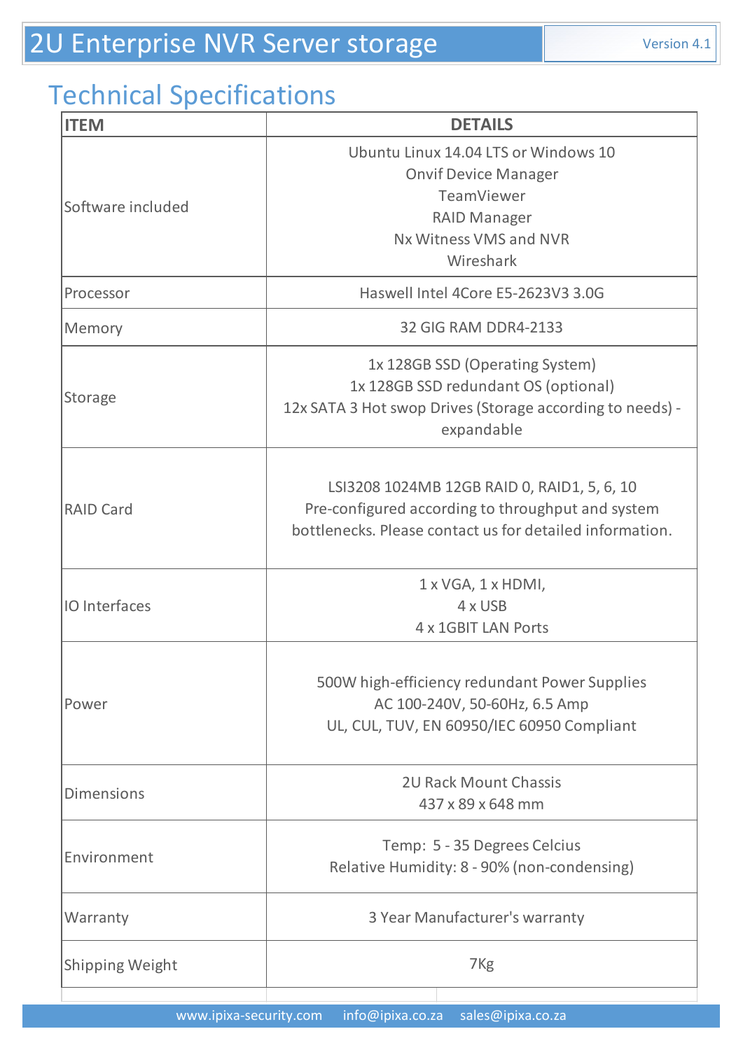# 2U Enterprise NVR Server storage

Version 4.1

## Technical Specifications

| ITEM | DETAILS |
|---|---|
| Software included | Ubuntu Linux 14.04 LTS or Windows 10<br>Onvif Device Manager<br>TeamViewer<br>RAID Manager<br>Nx Witness VMS and NVR<br>Wireshark |
| Processor | Haswell Intel 4Core E5-2623V3 3.0G |
| Memory | 32 GIG RAM DDR4-2133 |
| Storage | 1x 128GB SSD (Operating System)<br>1x 128GB SSD redundant OS (optional)<br>12x SATA 3 Hot swop Drives (Storage according to needs) - expandable |
| RAID Card | LSI3208 1024MB 12GB RAID 0, RAID1, 5, 6, 10<br>Pre-configured according to throughput and system bottlenecks. Please contact us for detailed information. |
| IO Interfaces | 1 x VGA, 1 x HDMI,<br>4 x USB<br>4 x 1GBIT LAN Ports |
| Power | 500W high-efficiency redundant Power Supplies<br>AC 100-240V, 50-60Hz, 6.5 Amp<br>UL, CUL, TUV, EN 60950/IEC 60950 Compliant |
| Dimensions | 2U Rack Mount Chassis<br>437 x 89 x 648 mm |
| Environment | Temp: 5 - 35 Degrees Celcius<br>Relative Humidity: 8 - 90% (non-condensing) |
| Warranty | 3 Year Manufacturer's warranty |
| Shipping Weight | 7Kg |

www.ipixa-security.com info@ipixa.co.za sales@ipixa.co.za